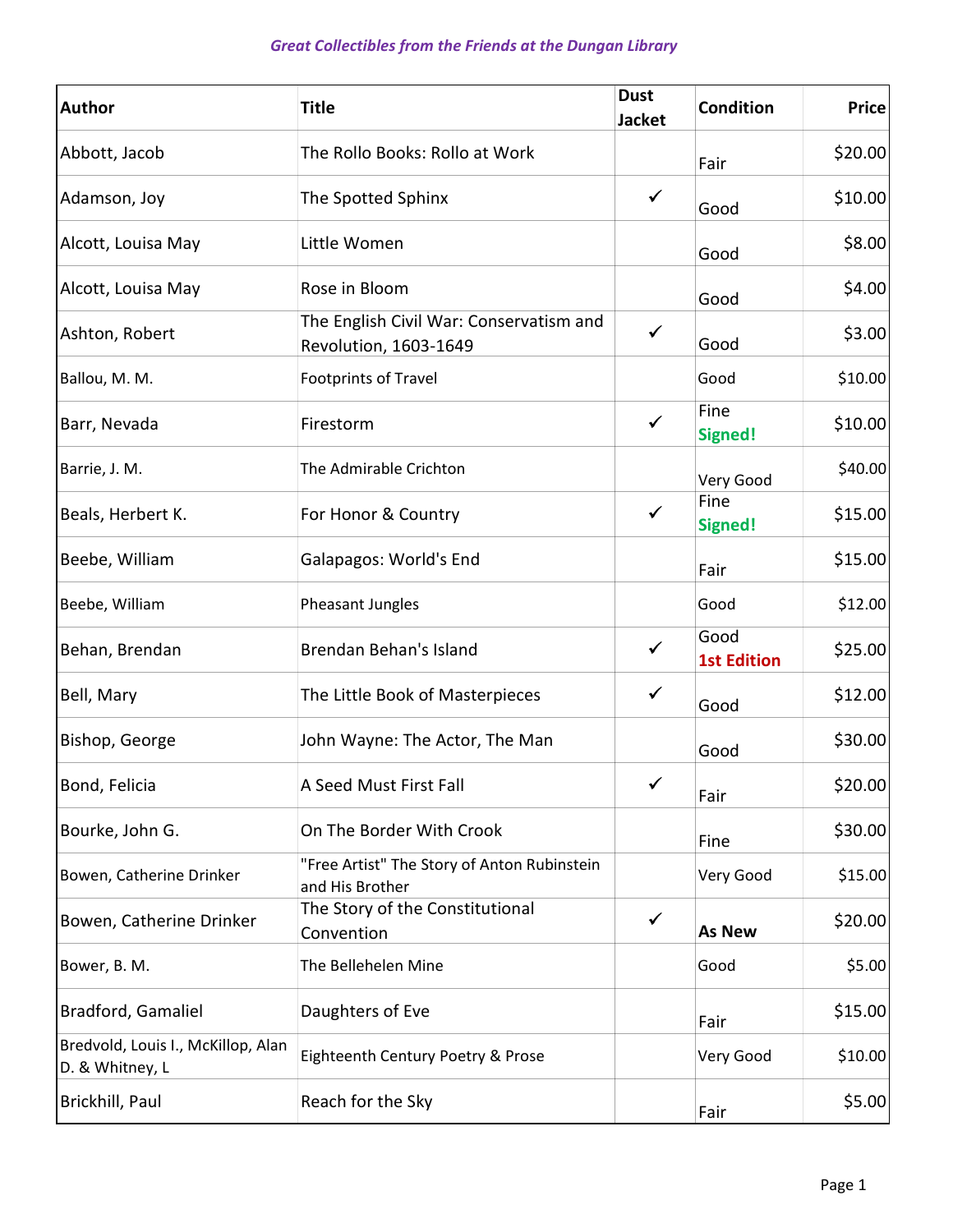*Great Collectibles from the Friends at the Dungan Library*

| Author | Title | Dust Jacket | Condition | Price |
|---|---|---|---|---|
| Abbott, Jacob | The Rollo Books: Rollo at Work | | Fair | $20.00 |
| Adamson, Joy | The Spotted Sphinx | ✓ | Good | $10.00 |
| Alcott, Louisa May | Little Women | | Good | $8.00 |
| Alcott, Louisa May | Rose in Bloom | | Good | $4.00 |
| Ashton, Robert | The English Civil War: Conservatism and Revolution, 1603-1649 | ✓ | Good | $3.00 |
| Ballou, M. M. | Footprints of Travel | | Good | $10.00 |
| Barr, Nevada | Firestorm | ✓ | Fine **Signed!** | $10.00 |
| Barrie, J. M. | The Admirable Crichton | | Very Good | $40.00 |
| Beals, Herbert K. | For Honor & Country | ✓ | Fine **Signed!** | $15.00 |
| Beebe, William | Galapagos: World's End | | Fair | $15.00 |
| Beebe, William | Pheasant Jungles | | Good | $12.00 |
| Behan, Brendan | Brendan Behan's Island | ✓ | Good **1st Edition** | $25.00 |
| Bell, Mary | The Little Book of Masterpieces | ✓ | Good | $12.00 |
| Bishop, George | John Wayne: The Actor, The Man | | Good | $30.00 |
| Bond, Felicia | A Seed Must First Fall | ✓ | Fair | $20.00 |
| Bourke, John G. | On The Border With Crook | | Fine | $30.00 |
| Bowen, Catherine Drinker | "Free Artist" The Story of Anton Rubinstein and His Brother | | Very Good | $15.00 |
| Bowen, Catherine Drinker | The Story of the Constitutional Convention | ✓ | **As New** | $20.00 |
| Bower, B. M. | The Bellehelen Mine | | Good | $5.00 |
| Bradford, Gamaliel | Daughters of Eve | | Fair | $15.00 |
| Bredvold, Louis I., McKillop, Alan D. & Whitney, L | Eighteenth Century Poetry & Prose | | Very Good | $10.00 |
| Brickhill, Paul | Reach for the Sky | | Fair | $5.00 |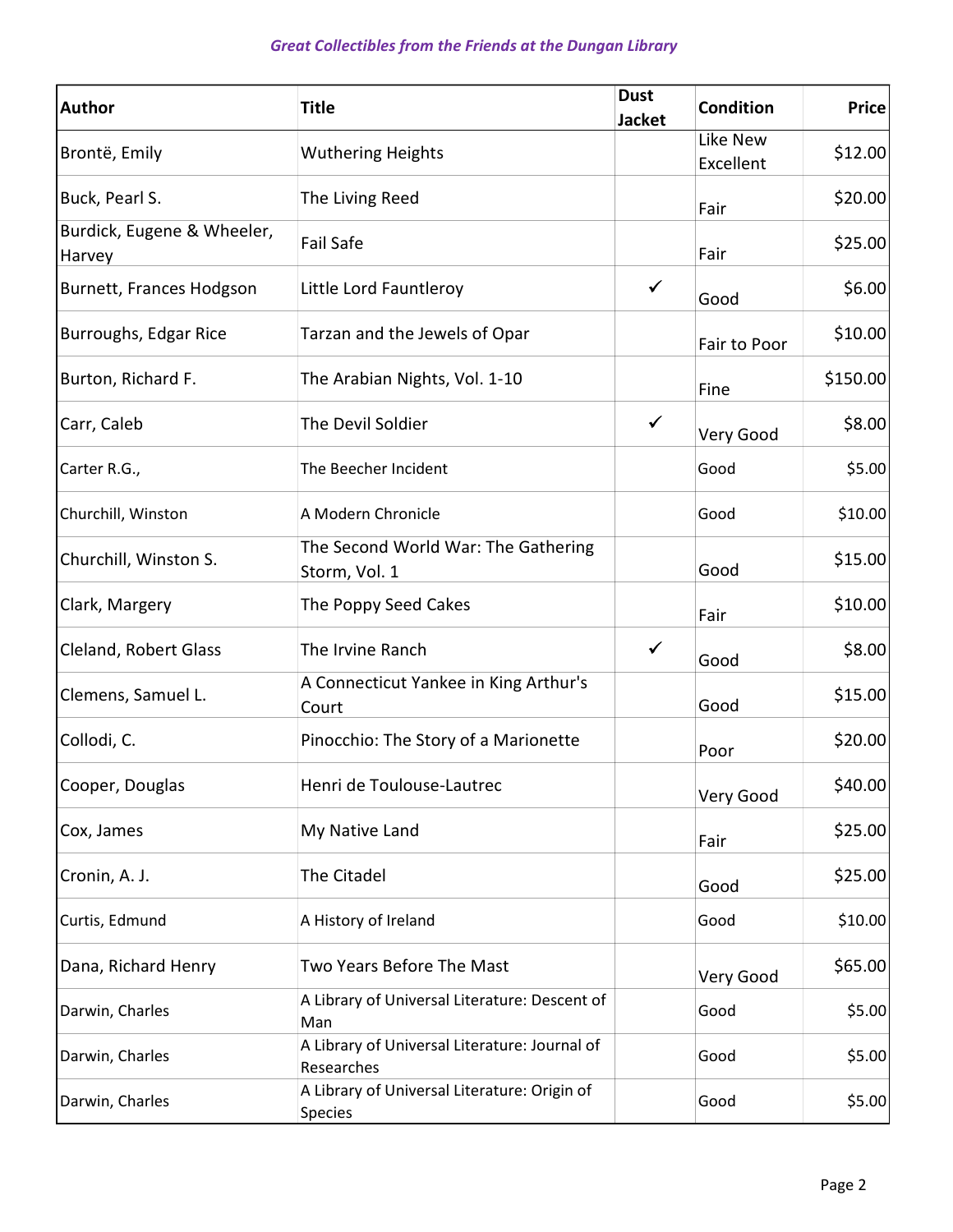*Great Collectibles from the Friends at the Dungan Library*

| Author | Title | Dust Jacket | Condition | Price |
|---|---|---|---|---|
| Brontë, Emily | Wuthering Heights | | Like New Excellent | $12.00 |
| Buck, Pearl S. | The Living Reed | | Fair | $20.00 |
| Burdick, Eugene & Wheeler, Harvey | Fail Safe | | Fair | $25.00 |
| Burnett, Frances Hodgson | Little Lord Fauntleroy | ✓ | Good | $6.00 |
| Burroughs, Edgar Rice | Tarzan and the Jewels of Opar | | Fair to Poor | $10.00 |
| Burton, Richard F. | The Arabian Nights, Vol. 1-10 | | Fine | $150.00 |
| Carr, Caleb | The Devil Soldier | ✓ | Very Good | $8.00 |
| Carter R.G., | The Beecher Incident | | Good | $5.00 |
| Churchill, Winston | A Modern Chronicle | | Good | $10.00 |
| Churchill, Winston S. | The Second World War: The Gathering Storm, Vol. 1 | | Good | $15.00 |
| Clark, Margery | The Poppy Seed Cakes | | Fair | $10.00 |
| Cleland, Robert Glass | The Irvine Ranch | ✓ | Good | $8.00 |
| Clemens, Samuel L. | A Connecticut Yankee in King Arthur's Court | | Good | $15.00 |
| Collodi, C. | Pinocchio: The Story of a Marionette | | Poor | $20.00 |
| Cooper, Douglas | Henri de Toulouse-Lautrec | | Very Good | $40.00 |
| Cox, James | My Native Land | | Fair | $25.00 |
| Cronin, A. J. | The Citadel | | Good | $25.00 |
| Curtis, Edmund | A History of Ireland | | Good | $10.00 |
| Dana, Richard Henry | Two Years Before The Mast | | Very Good | $65.00 |
| Darwin, Charles | A Library of Universal Literature: Descent of Man | | Good | $5.00 |
| Darwin, Charles | A Library of Universal Literature: Journal of Researches | | Good | $5.00 |
| Darwin, Charles | A Library of Universal Literature: Origin of Species | | Good | $5.00 |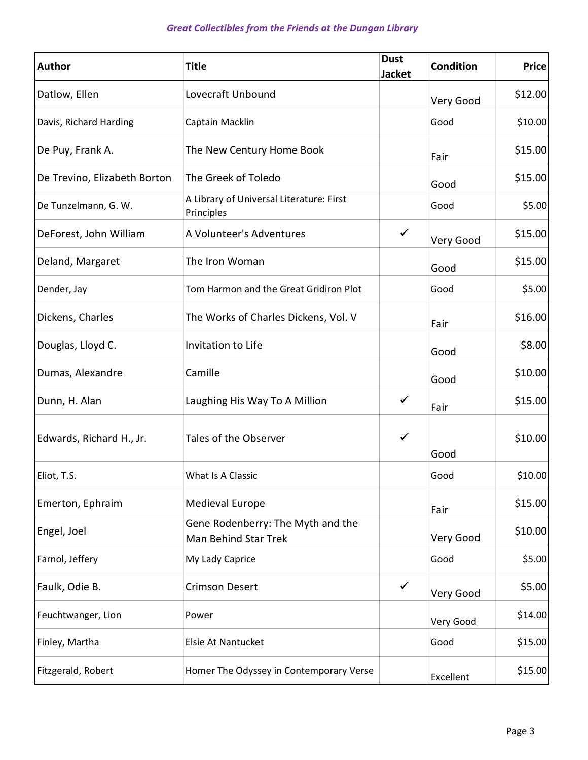*Great Collectibles from the Friends at the Dungan Library*

| Author | Title | Dust Jacket | Condition | Price |
| --- | --- | --- | --- | --- |
| Datlow, Ellen | Lovecraft Unbound | | Very Good | $12.00 |
| Davis, Richard Harding | Captain Macklin | | Good | $10.00 |
| De Puy, Frank A. | The New Century Home Book | | Fair | $15.00 |
| De Trevino, Elizabeth Borton | The Greek of Toledo | | Good | $15.00 |
| De Tunzelmann, G. W. | A Library of Universal Literature: First Principles | | Good | $5.00 |
| DeForest, John William | A Volunteer's Adventures | ✓ | Very Good | $15.00 |
| Deland, Margaret | The Iron Woman | | Good | $15.00 |
| Dender, Jay | Tom Harmon and the Great Gridiron Plot | | Good | $5.00 |
| Dickens, Charles | The Works of Charles Dickens, Vol. V | | Fair | $16.00 |
| Douglas, Lloyd C. | Invitation to Life | | Good | $8.00 |
| Dumas, Alexandre | Camille | | Good | $10.00 |
| Dunn, H. Alan | Laughing His Way To A Million | ✓ | Fair | $15.00 |
| Edwards, Richard H., Jr. | Tales of the Observer | ✓ | Good | $10.00 |
| Eliot, T.S. | What Is A Classic | | Good | $10.00 |
| Emerton, Ephraim | Medieval Europe | | Fair | $15.00 |
| Engel, Joel | Gene Rodenberry: The Myth and the Man Behind Star Trek | | Very Good | $10.00 |
| Farnol, Jeffery | My Lady Caprice | | Good | $5.00 |
| Faulk, Odie B. | Crimson Desert | ✓ | Very Good | $5.00 |
| Feuchtwanger, Lion | Power | | Very Good | $14.00 |
| Finley, Martha | Elsie At Nantucket | | Good | $15.00 |
| Fitzgerald, Robert | Homer The Odyssey in Contemporary Verse | | Excellent | $15.00 |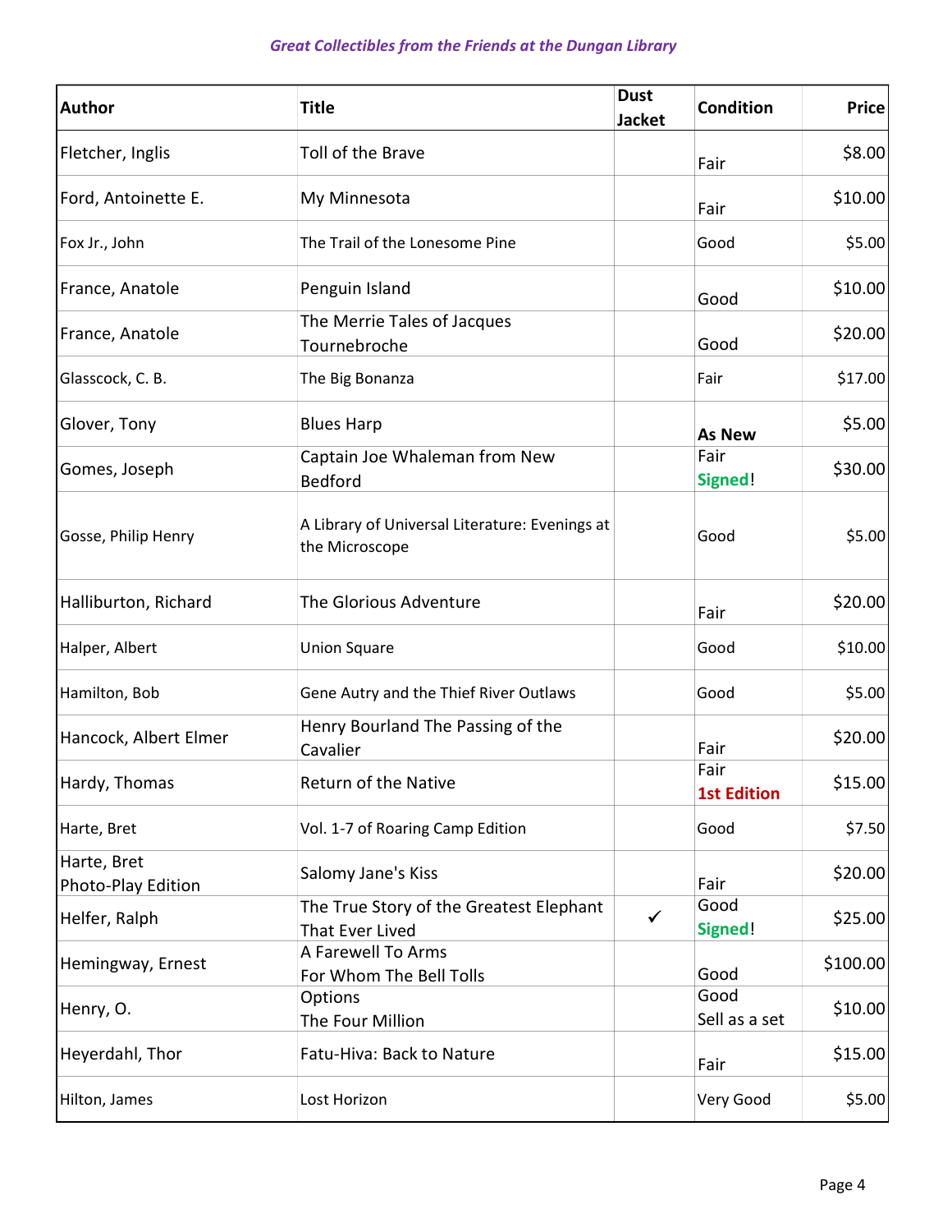*Great Collectibles from the Friends at the Dungan Library*

| Author | Title | Dust Jacket | Condition | Price |
|---|---|---|---|---|
| Fletcher, Inglis | Toll of the Brave | | Fair | $8.00 |
| Ford, Antoinette E. | My Minnesota | | Fair | $10.00 |
| Fox Jr., John | The Trail of the Lonesome Pine | | Good | $5.00 |
| France, Anatole | Penguin Island | | Good | $10.00 |
| France, Anatole | The Merrie Tales of Jacques Tournebroche | | Good | $20.00 |
| Glasscock, C. B. | The Big Bonanza | | Fair | $17.00 |
| Glover, Tony | Blues Harp | | **As New** | $5.00 |
| Gomes, Joseph | Captain Joe Whaleman from New Bedford | | Fair **Signed**! | $30.00 |
| Gosse, Philip Henry | A Library of Universal Literature: Evenings at the Microscope | | Good | $5.00 |
| Halliburton, Richard | The Glorious Adventure | | Fair | $20.00 |
| Halper, Albert | Union Square | | Good | $10.00 |
| Hamilton, Bob | Gene Autry and the Thief River Outlaws | | Good | $5.00 |
| Hancock, Albert Elmer | Henry Bourland The Passing of the Cavalier | | Fair | $20.00 |
| Hardy, Thomas | Return of the Native | | Fair **1st Edition** | $15.00 |
| Harte, Bret | Vol. 1-7 of Roaring Camp Edition | | Good | $7.50 |
| Harte, Bret Photo-Play Edition | Salomy Jane's Kiss | | Fair | $20.00 |
| Helfer, Ralph | The True Story of the Greatest Elephant That Ever Lived | ✓ | Good **Signed**! | $25.00 |
| Hemingway, Ernest | A Farewell To Arms For Whom The Bell Tolls | | Good | $100.00 |
| Henry, O. | Options The Four Million | | Good Sell as a set | $10.00 |
| Heyerdahl, Thor | Fatu-Hiva: Back to Nature | | Fair | $15.00 |
| Hilton, James | Lost Horizon | | Very Good | $5.00 |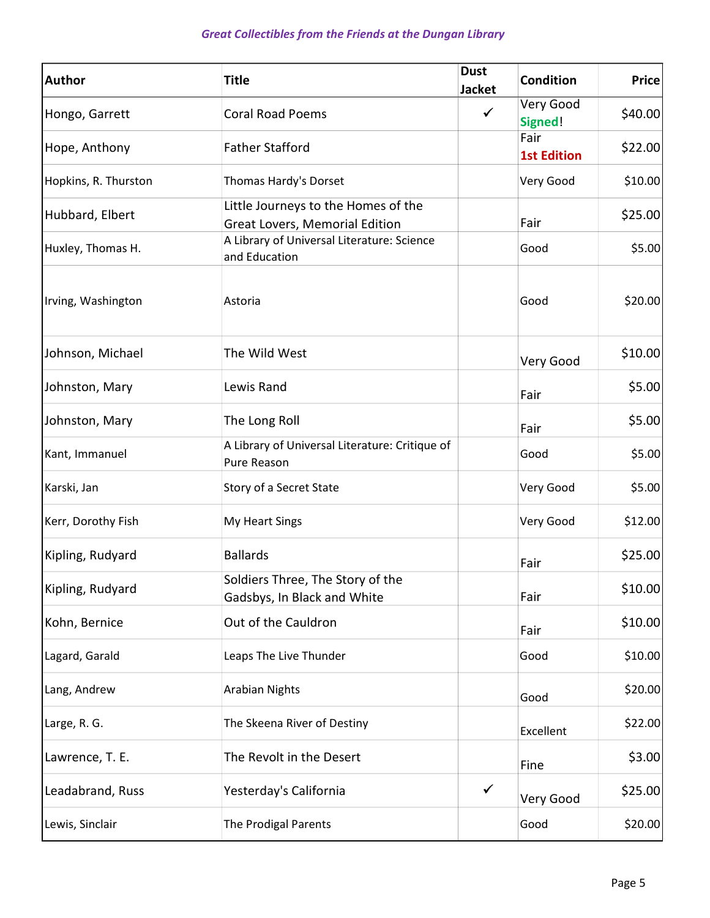*Great Collectibles from the Friends at the Dungan Library*

| Author | Title | Dust Jacket | Condition | Price |
|---|---|---|---|---|
| Hongo, Garrett | Coral Road Poems | ✓ | Very Good **Signed**! | $40.00 |
| Hope, Anthony | Father Stafford | | Fair **1st Edition** | $22.00 |
| Hopkins, R. Thurston | Thomas Hardy's Dorset | | Very Good | $10.00 |
| Hubbard, Elbert | Little Journeys to the Homes of the Great Lovers, Memorial Edition | | Fair | $25.00 |
| Huxley, Thomas H. | A Library of Universal Literature: Science and Education | | Good | $5.00 |
| Irving, Washington | Astoria | | Good | $20.00 |
| Johnson, Michael | The Wild West | | Very Good | $10.00 |
| Johnston, Mary | Lewis Rand | | Fair | $5.00 |
| Johnston, Mary | The Long Roll | | Fair | $5.00 |
| Kant, Immanuel | A Library of Universal Literature: Critique of Pure Reason | | Good | $5.00 |
| Karski, Jan | Story of a Secret State | | Very Good | $5.00 |
| Kerr, Dorothy Fish | My Heart Sings | | Very Good | $12.00 |
| Kipling, Rudyard | Ballards | | Fair | $25.00 |
| Kipling, Rudyard | Soldiers Three, The Story of the Gadsbys, In Black and White | | Fair | $10.00 |
| Kohn, Bernice | Out of the Cauldron | | Fair | $10.00 |
| Lagard, Garald | Leaps The Live Thunder | | Good | $10.00 |
| Lang, Andrew | Arabian Nights | | Good | $20.00 |
| Large, R. G. | The Skeena River of Destiny | | Excellent | $22.00 |
| Lawrence, T. E. | The Revolt in the Desert | | Fine | $3.00 |
| Leadabrand, Russ | Yesterday's California | ✓ | Very Good | $25.00 |
| Lewis, Sinclair | The Prodigal Parents | | Good | $20.00 |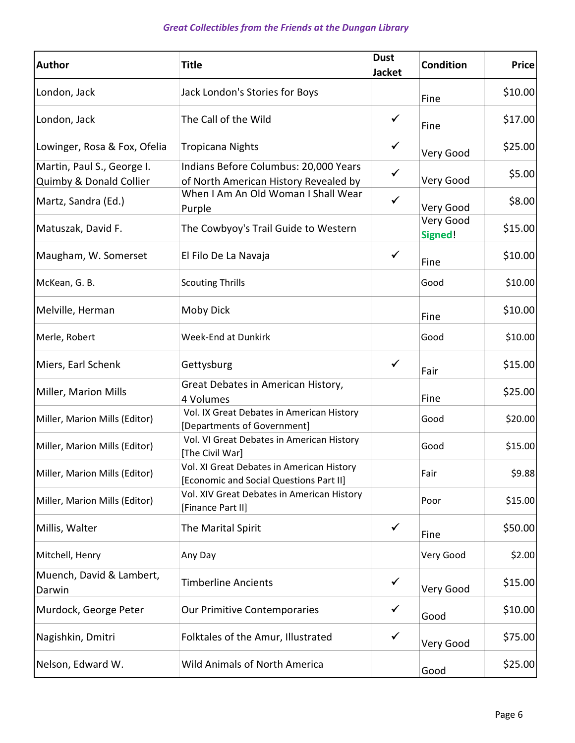*Great Collectibles from the Friends at the Dungan Library*

| Author | Title | Dust Jacket | Condition | Price |
|---|---|---|---|---|
| London, Jack | Jack London's Stories for Boys | | Fine | $10.00 |
| London, Jack | The Call of the Wild | ✓ | Fine | $17.00 |
| Lowinger, Rosa & Fox, Ofelia | Tropicana Nights | ✓ | Very Good | $25.00 |
| Martin, Paul S., George I. Quimby & Donald Collier | Indians Before Columbus: 20,000 Years of North American History Revealed by | ✓ | Very Good | $5.00 |
| Martz, Sandra (Ed.) | When I Am An Old Woman I Shall Wear Purple | ✓ | Very Good | $8.00 |
| Matuszak, David F. | The Cowbyoy's Trail Guide to Western | | Very Good **Signed**! | $15.00 |
| Maugham, W. Somerset | El Filo De La Navaja | ✓ | Fine | $10.00 |
| McKean, G. B. | Scouting Thrills | | Good | $10.00 |
| Melville, Herman | Moby Dick | | Fine | $10.00 |
| Merle, Robert | Week-End at Dunkirk | | Good | $10.00 |
| Miers, Earl Schenk | Gettysburg | ✓ | Fair | $15.00 |
| Miller, Marion Mills | Great Debates in American History, 4 Volumes | | Fine | $25.00 |
| Miller, Marion Mills (Editor) | Vol. IX Great Debates in American History [Departments of Government] | | Good | $20.00 |
| Miller, Marion Mills (Editor) | Vol. VI Great Debates in American History [The Civil War] | | Good | $15.00 |
| Miller, Marion Mills (Editor) | Vol. XI Great Debates in American History [Economic and Social Questions Part II] | | Fair | $9.88 |
| Miller, Marion Mills (Editor) | Vol. XIV Great Debates in American History [Finance Part II] | | Poor | $15.00 |
| Millis, Walter | The Marital Spirit | ✓ | Fine | $50.00 |
| Mitchell, Henry | Any Day | | Very Good | $2.00 |
| Muench, David & Lambert, Darwin | Timberline Ancients | ✓ | Very Good | $15.00 |
| Murdock, George Peter | Our Primitive Contemporaries | ✓ | Good | $10.00 |
| Nagishkin, Dmitri | Folktales of the Amur, Illustrated | ✓ | Very Good | $75.00 |
| Nelson, Edward W. | Wild Animals of North America | | Good | $25.00 |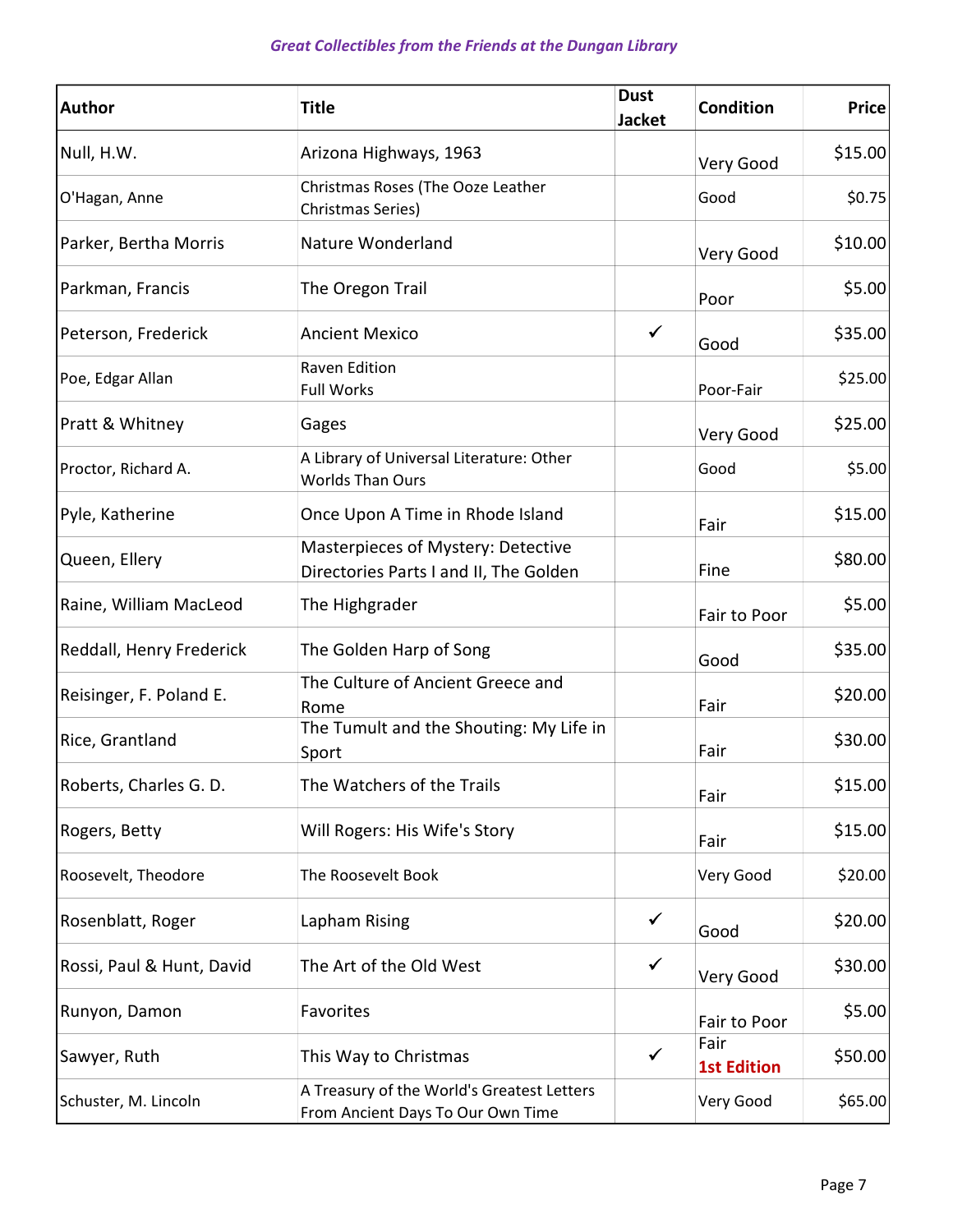*Great Collectibles from the Friends at the Dungan Library*

| Author | Title | Dust Jacket | Condition | Price |
|---|---|---|---|---|
| Null, H.W. | Arizona Highways, 1963 | | Very Good | $15.00 |
| O'Hagan, Anne | Christmas Roses (The Ooze Leather Christmas Series) | | Good | $0.75 |
| Parker, Bertha Morris | Nature Wonderland | | Very Good | $10.00 |
| Parkman, Francis | The Oregon Trail | | Poor | $5.00 |
| Peterson, Frederick | Ancient Mexico | ✓ | Good | $35.00 |
| Poe, Edgar Allan | Raven Edition Full Works | | Poor-Fair | $25.00 |
| Pratt & Whitney | Gages | | Very Good | $25.00 |
| Proctor, Richard A. | A Library of Universal Literature: Other Worlds Than Ours | | Good | $5.00 |
| Pyle, Katherine | Once Upon A Time in Rhode Island | | Fair | $15.00 |
| Queen, Ellery | Masterpieces of Mystery: Detective Directories Parts I and II, The Golden | | Fine | $80.00 |
| Raine, William MacLeod | The Highgrader | | Fair to Poor | $5.00 |
| Reddall, Henry Frederick | The Golden Harp of Song | | Good | $35.00 |
| Reisinger, F. Poland E. | The Culture of Ancient Greece and Rome | | Fair | $20.00 |
| Rice, Grantland | The Tumult and the Shouting: My Life in Sport | | Fair | $30.00 |
| Roberts, Charles G. D. | The Watchers of the Trails | | Fair | $15.00 |
| Rogers, Betty | Will Rogers: His Wife's Story | | Fair | $15.00 |
| Roosevelt, Theodore | The Roosevelt Book | | Very Good | $20.00 |
| Rosenblatt, Roger | Lapham Rising | ✓ | Good | $20.00 |
| Rossi, Paul & Hunt, David | The Art of the Old West | ✓ | Very Good | $30.00 |
| Runyon, Damon | Favorites | | Fair to Poor | $5.00 |
| Sawyer, Ruth | This Way to Christmas | ✓ | Fair **1st Edition** | $50.00 |
| Schuster, M. Lincoln | A Treasury of the World's Greatest Letters From Ancient Days To Our Own Time | | Very Good | $65.00 |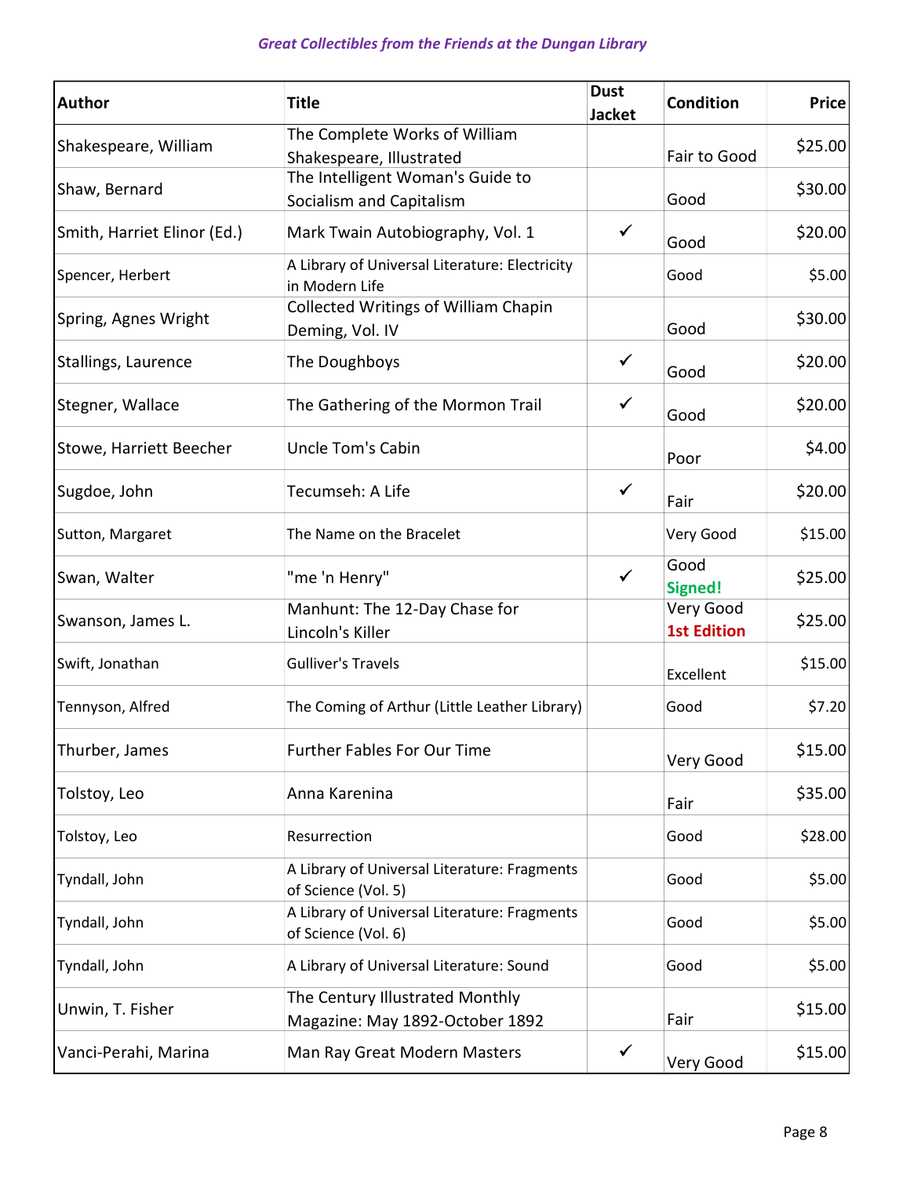*Great Collectibles from the Friends at the Dungan Library*

| Author | Title | Dust Jacket | Condition | Price |
|---|---|---|---|---|
| Shakespeare, William | The Complete Works of William Shakespeare, Illustrated | | Fair to Good | $25.00 |
| Shaw, Bernard | The Intelligent Woman's Guide to Socialism and Capitalism | | Good | $30.00 |
| Smith, Harriet Elinor (Ed.) | Mark Twain Autobiography, Vol. 1 | ✓ | Good | $20.00 |
| Spencer, Herbert | A Library of Universal Literature: Electricity in Modern Life | | Good | $5.00 |
| Spring, Agnes Wright | Collected Writings of William Chapin Deming, Vol. IV | | Good | $30.00 |
| Stallings, Laurence | The Doughboys | ✓ | Good | $20.00 |
| Stegner, Wallace | The Gathering of the Mormon Trail | ✓ | Good | $20.00 |
| Stowe, Harriett Beecher | Uncle Tom's Cabin | | Poor | $4.00 |
| Sugdoe, John | Tecumseh: A Life | ✓ | Fair | $20.00 |
| Sutton, Margaret | The Name on the Bracelet | | Very Good | $15.00 |
| Swan, Walter | "me 'n Henry" | ✓ | Good **Signed!** | $25.00 |
| Swanson, James L. | Manhunt: The 12-Day Chase for Lincoln's Killer | | Very Good **1st Edition** | $25.00 |
| Swift, Jonathan | Gulliver's Travels | | Excellent | $15.00 |
| Tennyson, Alfred | The Coming of Arthur (Little Leather Library) | | Good | $7.20 |
| Thurber, James | Further Fables For Our Time | | Very Good | $15.00 |
| Tolstoy, Leo | Anna Karenina | | Fair | $35.00 |
| Tolstoy, Leo | Resurrection | | Good | $28.00 |
| Tyndall, John | A Library of Universal Literature: Fragments of Science (Vol. 5) | | Good | $5.00 |
| Tyndall, John | A Library of Universal Literature: Fragments of Science (Vol. 6) | | Good | $5.00 |
| Tyndall, John | A Library of Universal Literature: Sound | | Good | $5.00 |
| Unwin, T. Fisher | The Century Illustrated Monthly Magazine: May 1892-October 1892 | | Fair | $15.00 |
| Vanci-Perahi, Marina | Man Ray Great Modern Masters | ✓ | Very Good | $15.00 |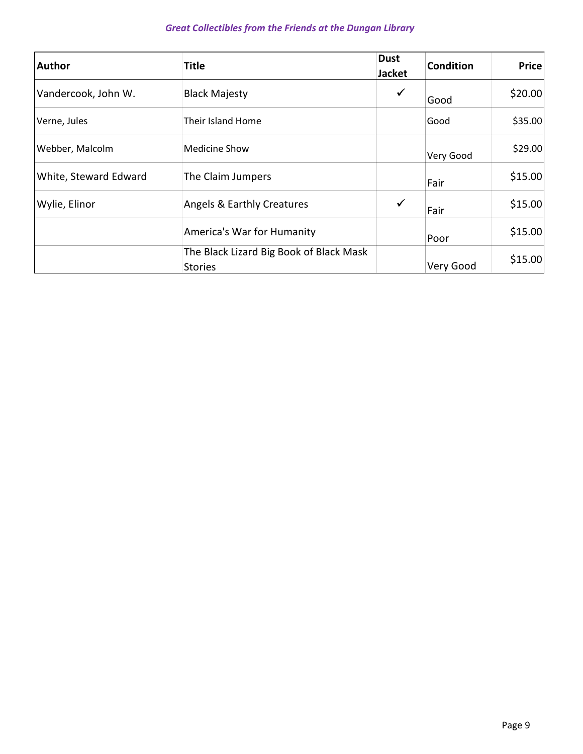*Great Collectibles from the Friends at the Dungan Library*

| Author | Title | Dust Jacket | Condition | Price |
|---|---|---|---|---|
| Vandercook, John W. | Black Majesty | ✓ | Good | $20.00 |
| Verne, Jules | Their Island Home | | Good | $35.00 |
| Webber, Malcolm | Medicine Show | | Very Good | $29.00 |
| White, Steward Edward | The Claim Jumpers | | Fair | $15.00 |
| Wylie, Elinor | Angels & Earthly Creatures | ✓ | Fair | $15.00 |
| | America's War for Humanity | | Poor | $15.00 |
| | The Black Lizard Big Book of Black Mask Stories | | Very Good | $15.00 |